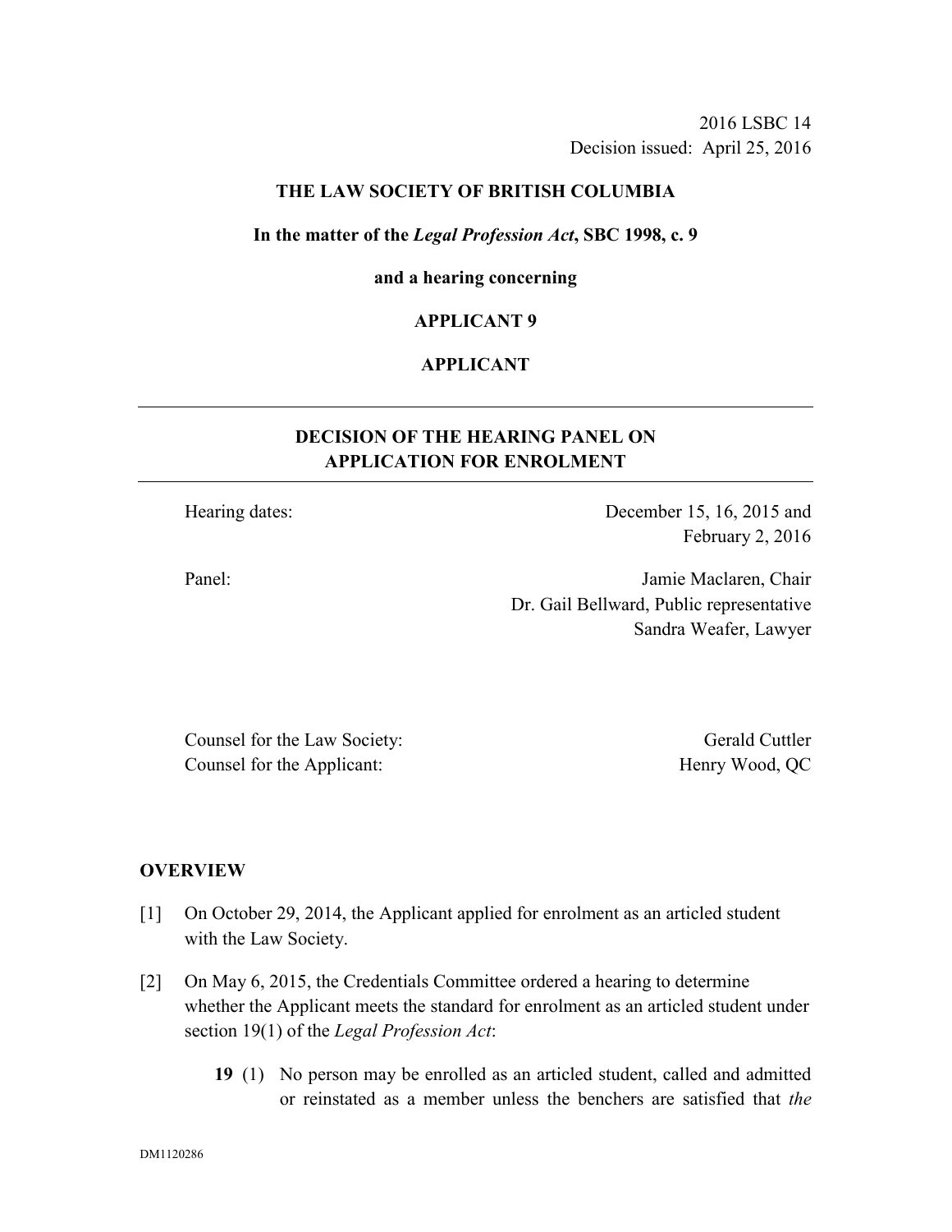2016 LSBC 14
Decision issued: April 25, 2016

**THE LAW SOCIETY OF BRITISH COLUMBIA**

**In the matter of the *Legal Profession Act*, SBC 1998, c. 9**

**and a hearing concerning**

**APPLICANT 9**

**APPLICANT**

---

**DECISION OF THE HEARING PANEL ON APPLICATION FOR ENROLMENT**

---

| | |
|---|---|
| Hearing dates: | December 15, 16, 2015 and February 2, 2016 |
| Panel: | Jamie Maclaren, Chair<br>Dr. Gail Bellward, Public representative<br>Sandra Weafer, Lawyer |

| | |
|---|---|
| Counsel for the Law Society: | Gerald Cuttler |
| Counsel for the Applicant: | Henry Wood, QC |

## OVERVIEW

[1] On October 29, 2014, the Applicant applied for enrolment as an articled student with the Law Society.

[2] On May 6, 2015, the Credentials Committee ordered a hearing to determine whether the Applicant meets the standard for enrolment as an articled student under section 19(1) of the *Legal Profession Act*:

> **19** (1) No person may be enrolled as an articled student, called and admitted or reinstated as a member unless the benchers are satisfied that *the*

DM1120286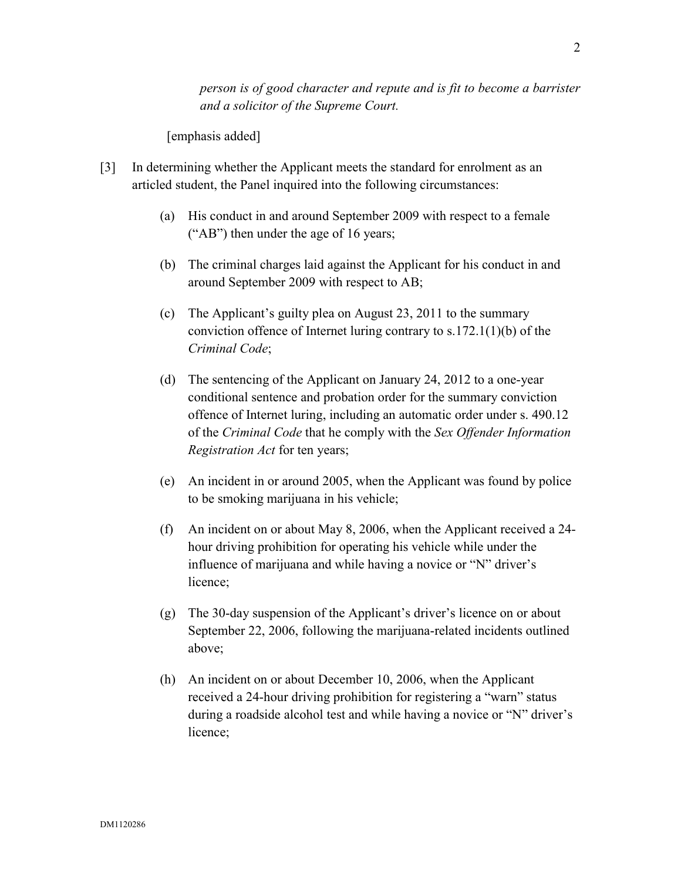*person is of good character and repute and is fit to become a barrister and a solicitor of the Supreme Court.*

[emphasis added]

[3] In determining whether the Applicant meets the standard for enrolment as an articled student, the Panel inquired into the following circumstances:

(a) His conduct in and around September 2009 with respect to a female ("AB") then under the age of 16 years;

(b) The criminal charges laid against the Applicant for his conduct in and around September 2009 with respect to AB;

(c) The Applicant's guilty plea on August 23, 2011 to the summary conviction offence of Internet luring contrary to s.172.1(1)(b) of the *Criminal Code*;

(d) The sentencing of the Applicant on January 24, 2012 to a one-year conditional sentence and probation order for the summary conviction offence of Internet luring, including an automatic order under s. 490.12 of the *Criminal Code* that he comply with the *Sex Offender Information Registration Act* for ten years;

(e) An incident in or around 2005, when the Applicant was found by police to be smoking marijuana in his vehicle;

(f) An incident on or about May 8, 2006, when the Applicant received a 24-hour driving prohibition for operating his vehicle while under the influence of marijuana and while having a novice or "N" driver's licence;

(g) The 30-day suspension of the Applicant's driver's licence on or about September 22, 2006, following the marijuana-related incidents outlined above;

(h) An incident on or about December 10, 2006, when the Applicant received a 24-hour driving prohibition for registering a "warn" status during a roadside alcohol test and while having a novice or "N" driver's licence;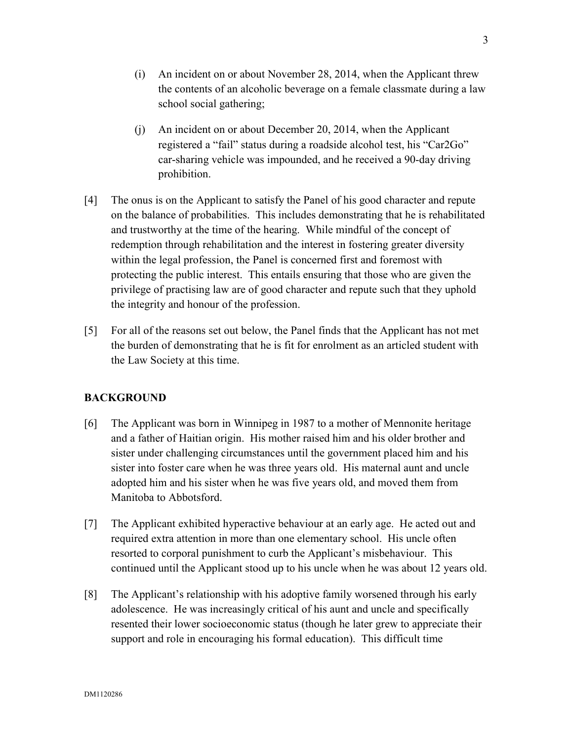(i) An incident on or about November 28, 2014, when the Applicant threw the contents of an alcoholic beverage on a female classmate during a law school social gathering;

(j) An incident on or about December 20, 2014, when the Applicant registered a "fail" status during a roadside alcohol test, his "Car2Go" car-sharing vehicle was impounded, and he received a 90-day driving prohibition.

[4] The onus is on the Applicant to satisfy the Panel of his good character and repute on the balance of probabilities. This includes demonstrating that he is rehabilitated and trustworthy at the time of the hearing. While mindful of the concept of redemption through rehabilitation and the interest in fostering greater diversity within the legal profession, the Panel is concerned first and foremost with protecting the public interest. This entails ensuring that those who are given the privilege of practising law are of good character and repute such that they uphold the integrity and honour of the profession.

[5] For all of the reasons set out below, the Panel finds that the Applicant has not met the burden of demonstrating that he is fit for enrolment as an articled student with the Law Society at this time.

## BACKGROUND

[6] The Applicant was born in Winnipeg in 1987 to a mother of Mennonite heritage and a father of Haitian origin. His mother raised him and his older brother and sister under challenging circumstances until the government placed him and his sister into foster care when he was three years old. His maternal aunt and uncle adopted him and his sister when he was five years old, and moved them from Manitoba to Abbotsford.

[7] The Applicant exhibited hyperactive behaviour at an early age. He acted out and required extra attention in more than one elementary school. His uncle often resorted to corporal punishment to curb the Applicant's misbehaviour. This continued until the Applicant stood up to his uncle when he was about 12 years old.

[8] The Applicant's relationship with his adoptive family worsened through his early adolescence. He was increasingly critical of his aunt and uncle and specifically resented their lower socioeconomic status (though he later grew to appreciate their support and role in encouraging his formal education). This difficult time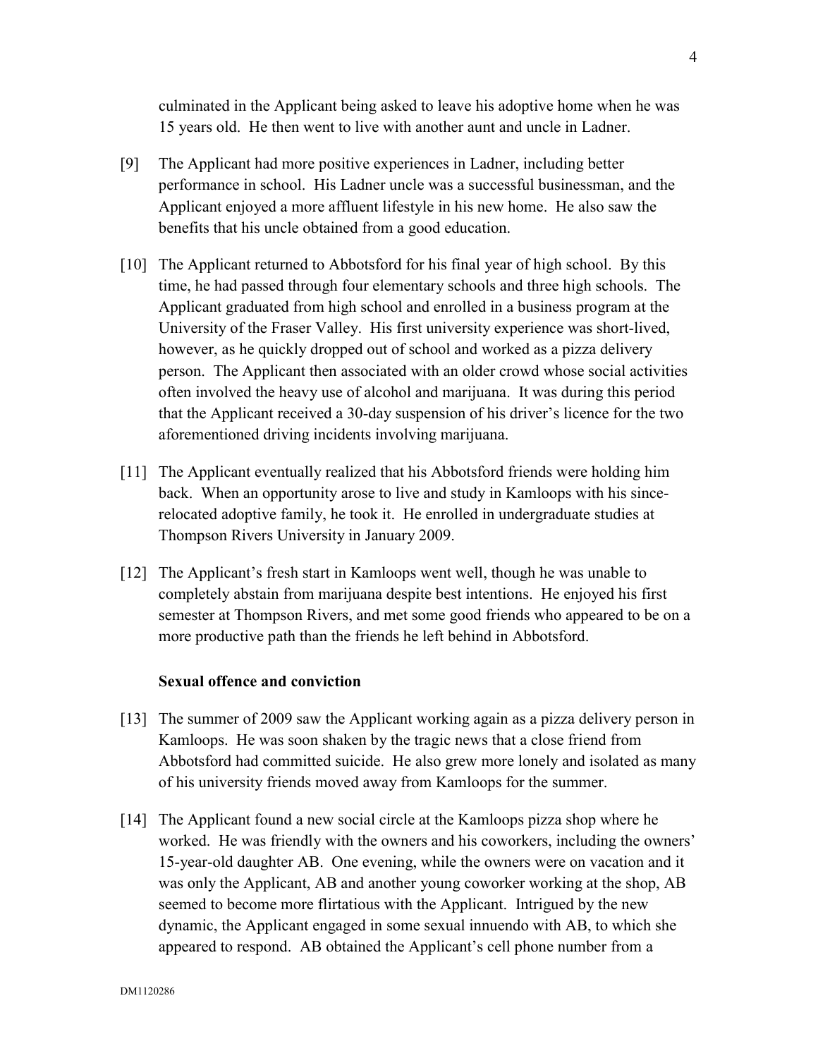culminated in the Applicant being asked to leave his adoptive home when he was 15 years old. He then went to live with another aunt and uncle in Ladner.

[9] The Applicant had more positive experiences in Ladner, including better performance in school. His Ladner uncle was a successful businessman, and the Applicant enjoyed a more affluent lifestyle in his new home. He also saw the benefits that his uncle obtained from a good education.

[10] The Applicant returned to Abbotsford for his final year of high school. By this time, he had passed through four elementary schools and three high schools. The Applicant graduated from high school and enrolled in a business program at the University of the Fraser Valley. His first university experience was short-lived, however, as he quickly dropped out of school and worked as a pizza delivery person. The Applicant then associated with an older crowd whose social activities often involved the heavy use of alcohol and marijuana. It was during this period that the Applicant received a 30-day suspension of his driver's licence for the two aforementioned driving incidents involving marijuana.

[11] The Applicant eventually realized that his Abbotsford friends were holding him back. When an opportunity arose to live and study in Kamloops with his since-relocated adoptive family, he took it. He enrolled in undergraduate studies at Thompson Rivers University in January 2009.

[12] The Applicant's fresh start in Kamloops went well, though he was unable to completely abstain from marijuana despite best intentions. He enjoyed his first semester at Thompson Rivers, and met some good friends who appeared to be on a more productive path than the friends he left behind in Abbotsford.

**Sexual offence and conviction**

[13] The summer of 2009 saw the Applicant working again as a pizza delivery person in Kamloops. He was soon shaken by the tragic news that a close friend from Abbotsford had committed suicide. He also grew more lonely and isolated as many of his university friends moved away from Kamloops for the summer.

[14] The Applicant found a new social circle at the Kamloops pizza shop where he worked. He was friendly with the owners and his coworkers, including the owners' 15-year-old daughter AB. One evening, while the owners were on vacation and it was only the Applicant, AB and another young coworker working at the shop, AB seemed to become more flirtatious with the Applicant. Intrigued by the new dynamic, the Applicant engaged in some sexual innuendo with AB, to which she appeared to respond. AB obtained the Applicant's cell phone number from a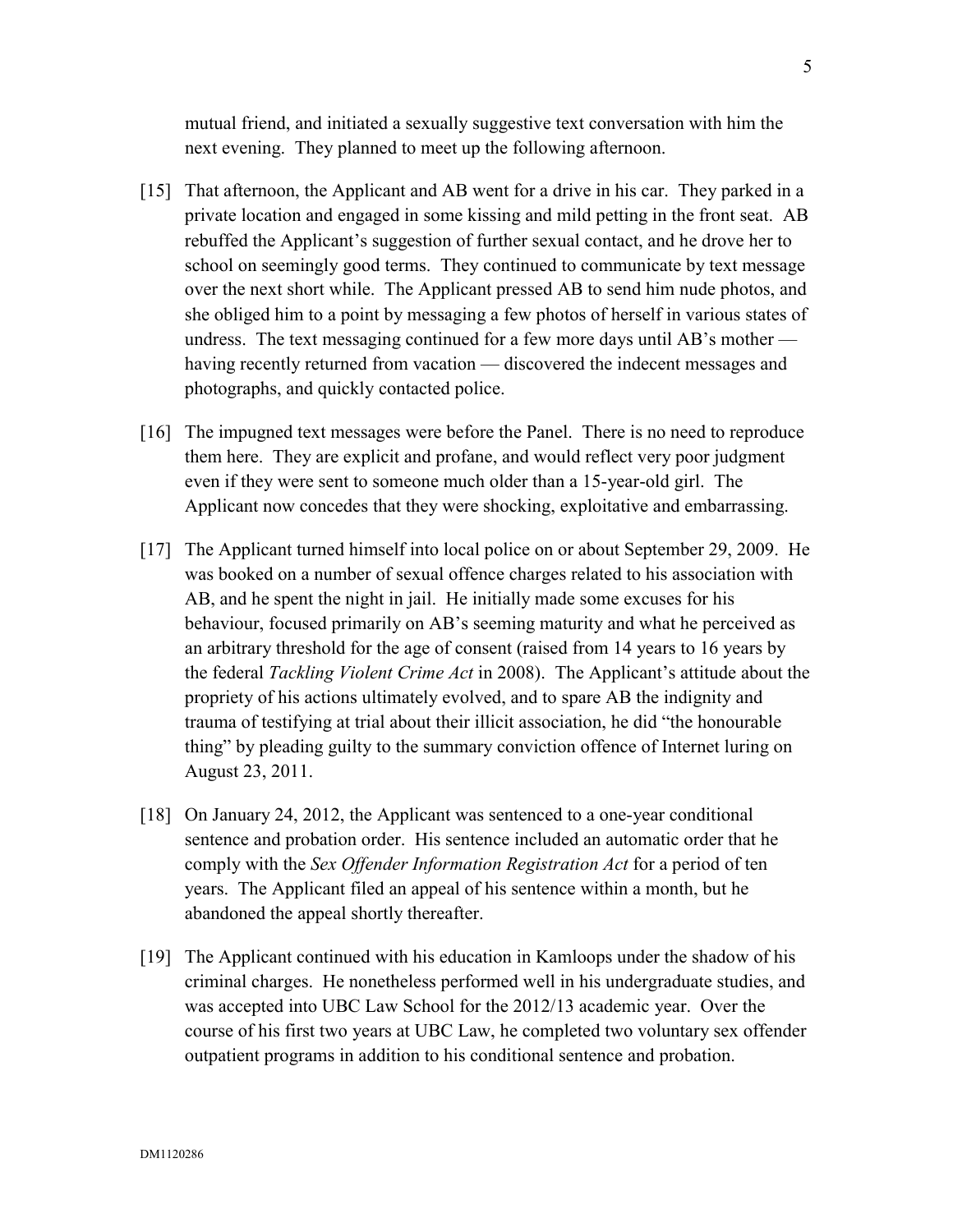mutual friend, and initiated a sexually suggestive text conversation with him the next evening. They planned to meet up the following afternoon.

[15] That afternoon, the Applicant and AB went for a drive in his car. They parked in a private location and engaged in some kissing and mild petting in the front seat. AB rebuffed the Applicant's suggestion of further sexual contact, and he drove her to school on seemingly good terms. They continued to communicate by text message over the next short while. The Applicant pressed AB to send him nude photos, and she obliged him to a point by messaging a few photos of herself in various states of undress. The text messaging continued for a few more days until AB's mother — having recently returned from vacation — discovered the indecent messages and photographs, and quickly contacted police.

[16] The impugned text messages were before the Panel. There is no need to reproduce them here. They are explicit and profane, and would reflect very poor judgment even if they were sent to someone much older than a 15-year-old girl. The Applicant now concedes that they were shocking, exploitative and embarrassing.

[17] The Applicant turned himself into local police on or about September 29, 2009. He was booked on a number of sexual offence charges related to his association with AB, and he spent the night in jail. He initially made some excuses for his behaviour, focused primarily on AB's seeming maturity and what he perceived as an arbitrary threshold for the age of consent (raised from 14 years to 16 years by the federal *Tackling Violent Crime Act* in 2008). The Applicant's attitude about the propriety of his actions ultimately evolved, and to spare AB the indignity and trauma of testifying at trial about their illicit association, he did "the honourable thing" by pleading guilty to the summary conviction offence of Internet luring on August 23, 2011.

[18] On January 24, 2012, the Applicant was sentenced to a one-year conditional sentence and probation order. His sentence included an automatic order that he comply with the *Sex Offender Information Registration Act* for a period of ten years. The Applicant filed an appeal of his sentence within a month, but he abandoned the appeal shortly thereafter.

[19] The Applicant continued with his education in Kamloops under the shadow of his criminal charges. He nonetheless performed well in his undergraduate studies, and was accepted into UBC Law School for the 2012/13 academic year. Over the course of his first two years at UBC Law, he completed two voluntary sex offender outpatient programs in addition to his conditional sentence and probation.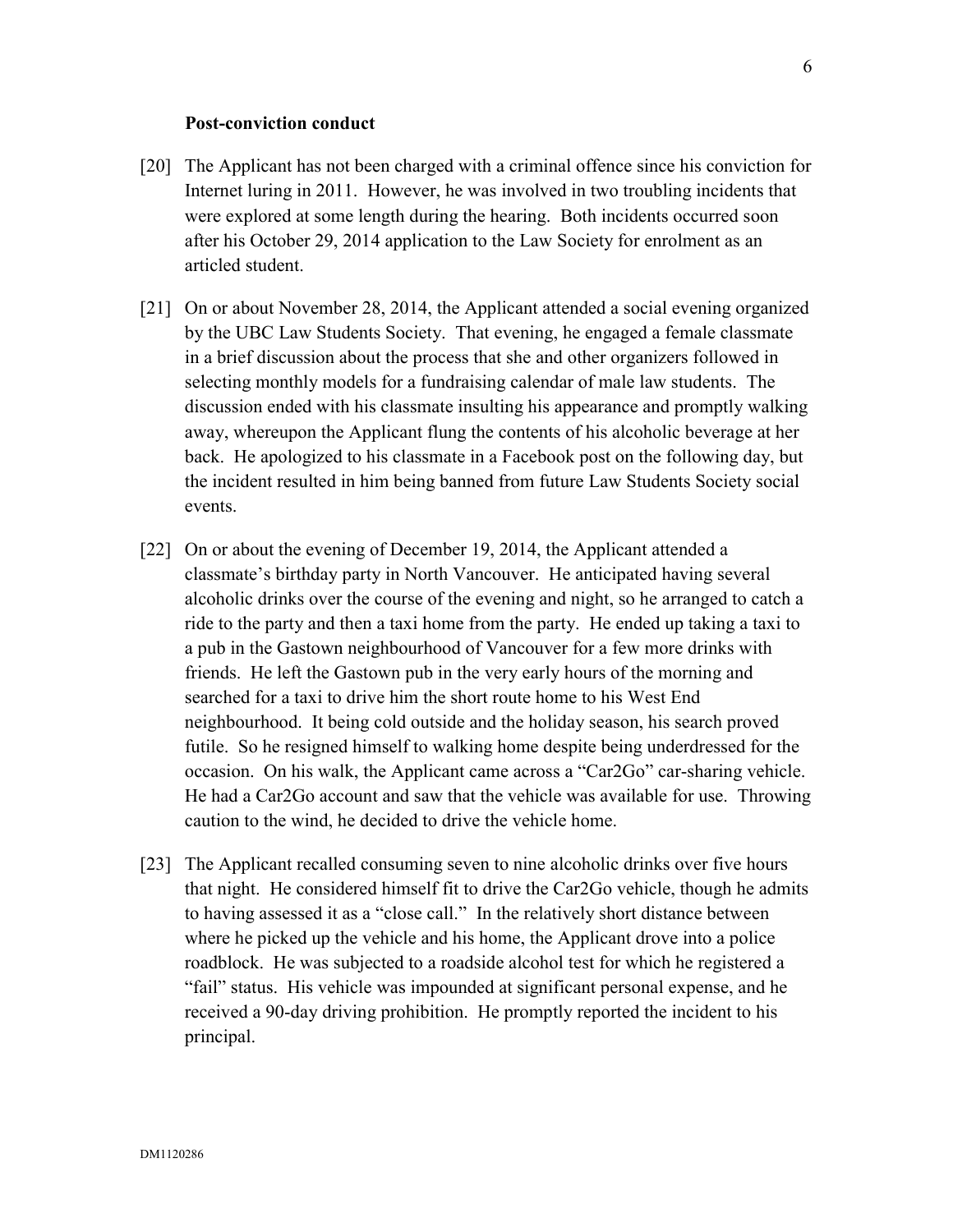**Post-conviction conduct**

[20] The Applicant has not been charged with a criminal offence since his conviction for Internet luring in 2011. However, he was involved in two troubling incidents that were explored at some length during the hearing. Both incidents occurred soon after his October 29, 2014 application to the Law Society for enrolment as an articled student.

[21] On or about November 28, 2014, the Applicant attended a social evening organized by the UBC Law Students Society. That evening, he engaged a female classmate in a brief discussion about the process that she and other organizers followed in selecting monthly models for a fundraising calendar of male law students. The discussion ended with his classmate insulting his appearance and promptly walking away, whereupon the Applicant flung the contents of his alcoholic beverage at her back. He apologized to his classmate in a Facebook post on the following day, but the incident resulted in him being banned from future Law Students Society social events.

[22] On or about the evening of December 19, 2014, the Applicant attended a classmate's birthday party in North Vancouver. He anticipated having several alcoholic drinks over the course of the evening and night, so he arranged to catch a ride to the party and then a taxi home from the party. He ended up taking a taxi to a pub in the Gastown neighbourhood of Vancouver for a few more drinks with friends. He left the Gastown pub in the very early hours of the morning and searched for a taxi to drive him the short route home to his West End neighbourhood. It being cold outside and the holiday season, his search proved futile. So he resigned himself to walking home despite being underdressed for the occasion. On his walk, the Applicant came across a "Car2Go" car-sharing vehicle. He had a Car2Go account and saw that the vehicle was available for use. Throwing caution to the wind, he decided to drive the vehicle home.

[23] The Applicant recalled consuming seven to nine alcoholic drinks over five hours that night. He considered himself fit to drive the Car2Go vehicle, though he admits to having assessed it as a "close call." In the relatively short distance between where he picked up the vehicle and his home, the Applicant drove into a police roadblock. He was subjected to a roadside alcohol test for which he registered a "fail" status. His vehicle was impounded at significant personal expense, and he received a 90-day driving prohibition. He promptly reported the incident to his principal.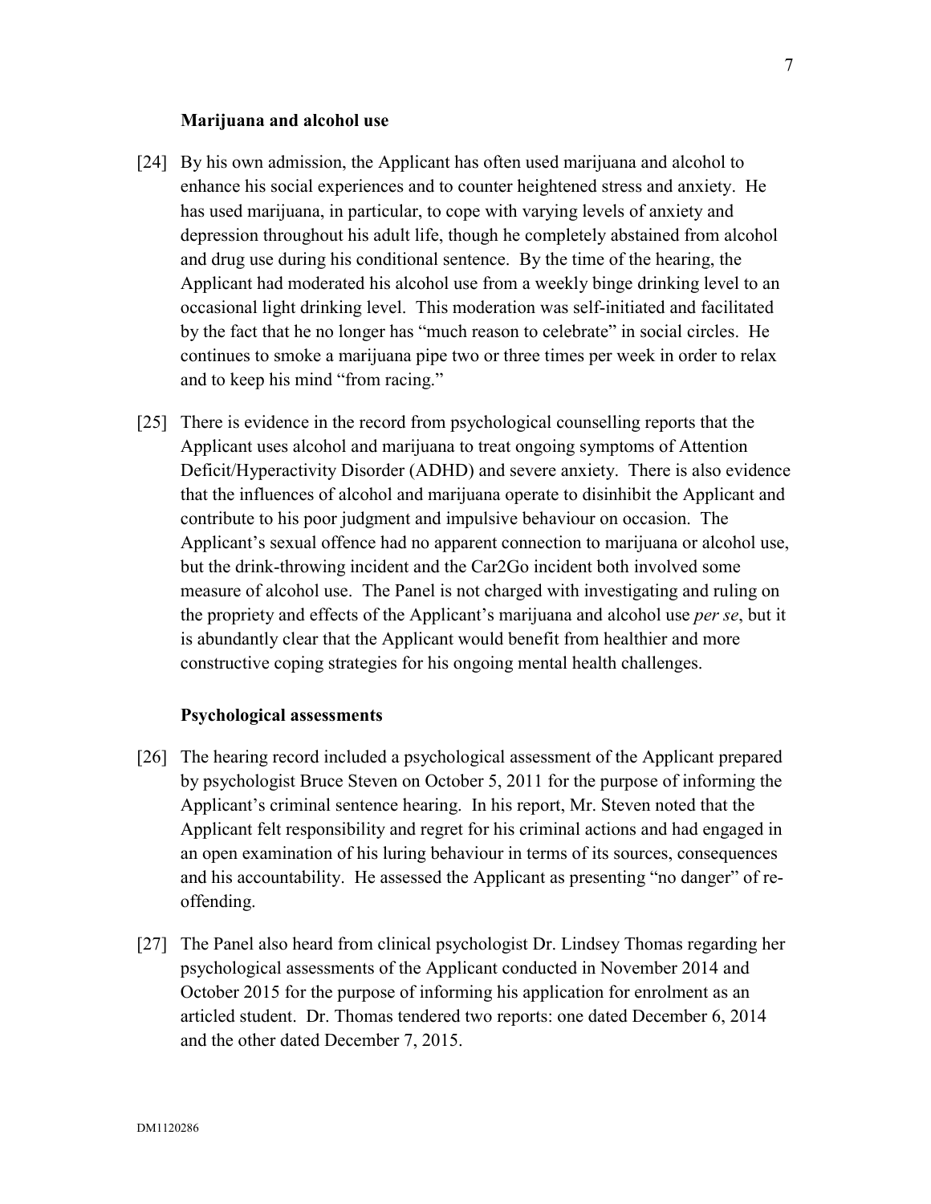### Marijuana and alcohol use

[24] By his own admission, the Applicant has often used marijuana and alcohol to enhance his social experiences and to counter heightened stress and anxiety. He has used marijuana, in particular, to cope with varying levels of anxiety and depression throughout his adult life, though he completely abstained from alcohol and drug use during his conditional sentence. By the time of the hearing, the Applicant had moderated his alcohol use from a weekly binge drinking level to an occasional light drinking level. This moderation was self-initiated and facilitated by the fact that he no longer has "much reason to celebrate" in social circles. He continues to smoke a marijuana pipe two or three times per week in order to relax and to keep his mind "from racing."

[25] There is evidence in the record from psychological counselling reports that the Applicant uses alcohol and marijuana to treat ongoing symptoms of Attention Deficit/Hyperactivity Disorder (ADHD) and severe anxiety. There is also evidence that the influences of alcohol and marijuana operate to disinhibit the Applicant and contribute to his poor judgment and impulsive behaviour on occasion. The Applicant's sexual offence had no apparent connection to marijuana or alcohol use, but the drink-throwing incident and the Car2Go incident both involved some measure of alcohol use. The Panel is not charged with investigating and ruling on the propriety and effects of the Applicant's marijuana and alcohol use *per se*, but it is abundantly clear that the Applicant would benefit from healthier and more constructive coping strategies for his ongoing mental health challenges.

### Psychological assessments

[26] The hearing record included a psychological assessment of the Applicant prepared by psychologist Bruce Steven on October 5, 2011 for the purpose of informing the Applicant's criminal sentence hearing. In his report, Mr. Steven noted that the Applicant felt responsibility and regret for his criminal actions and had engaged in an open examination of his luring behaviour in terms of its sources, consequences and his accountability. He assessed the Applicant as presenting "no danger" of re-offending.

[27] The Panel also heard from clinical psychologist Dr. Lindsey Thomas regarding her psychological assessments of the Applicant conducted in November 2014 and October 2015 for the purpose of informing his application for enrolment as an articled student. Dr. Thomas tendered two reports: one dated December 6, 2014 and the other dated December 7, 2015.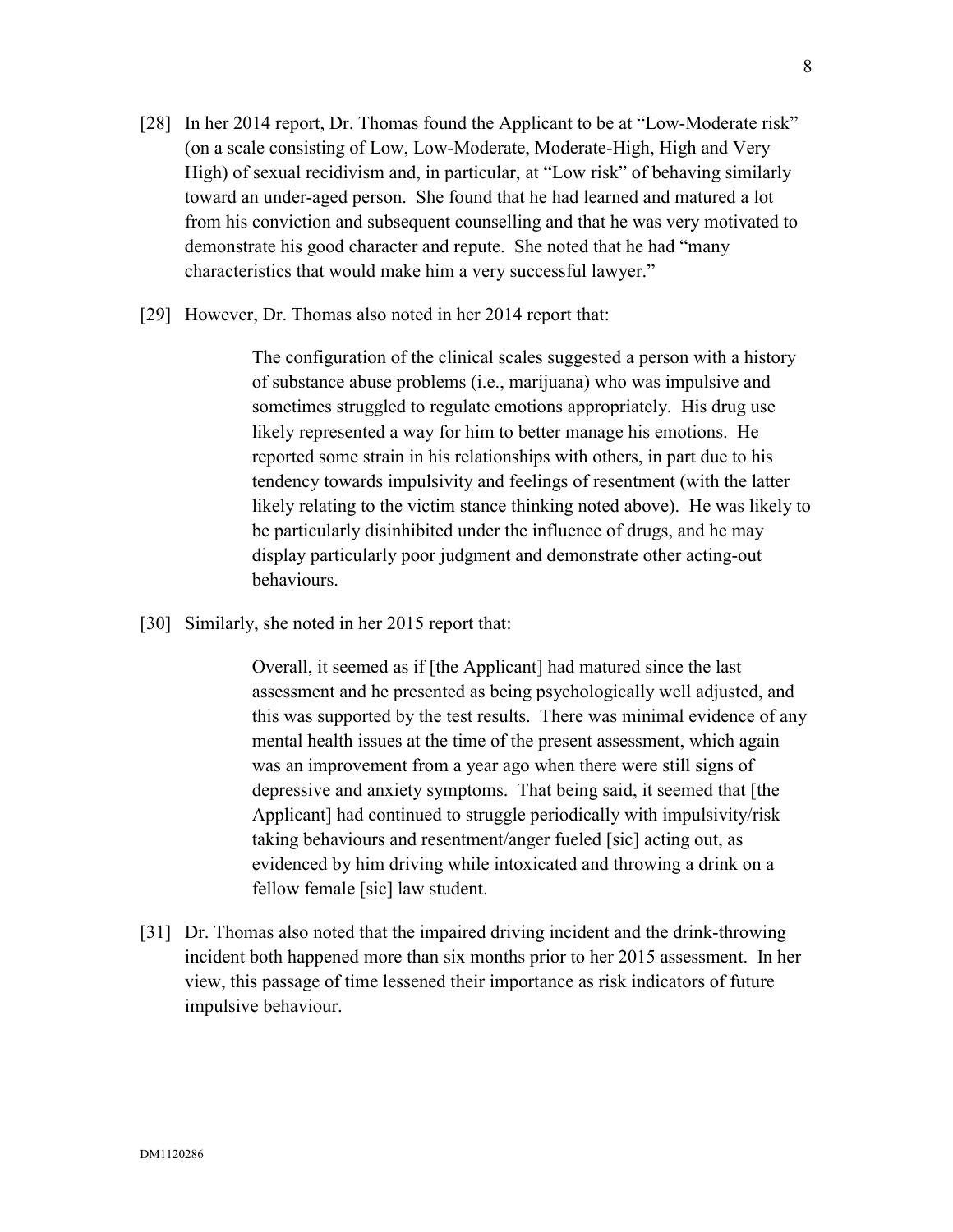[28] In her 2014 report, Dr. Thomas found the Applicant to be at "Low-Moderate risk" (on a scale consisting of Low, Low-Moderate, Moderate-High, High and Very High) of sexual recidivism and, in particular, at "Low risk" of behaving similarly toward an under-aged person. She found that he had learned and matured a lot from his conviction and subsequent counselling and that he was very motivated to demonstrate his good character and repute. She noted that he had "many characteristics that would make him a very successful lawyer."

[29] However, Dr. Thomas also noted in her 2014 report that:

> The configuration of the clinical scales suggested a person with a history of substance abuse problems (i.e., marijuana) who was impulsive and sometimes struggled to regulate emotions appropriately. His drug use likely represented a way for him to better manage his emotions. He reported some strain in his relationships with others, in part due to his tendency towards impulsivity and feelings of resentment (with the latter likely relating to the victim stance thinking noted above). He was likely to be particularly disinhibited under the influence of drugs, and he may display particularly poor judgment and demonstrate other acting-out behaviours.

[30] Similarly, she noted in her 2015 report that:

> Overall, it seemed as if [the Applicant] had matured since the last assessment and he presented as being psychologically well adjusted, and this was supported by the test results. There was minimal evidence of any mental health issues at the time of the present assessment, which again was an improvement from a year ago when there were still signs of depressive and anxiety symptoms. That being said, it seemed that [the Applicant] had continued to struggle periodically with impulsivity/risk taking behaviours and resentment/anger fueled [sic] acting out, as evidenced by him driving while intoxicated and throwing a drink on a fellow female [sic] law student.

[31] Dr. Thomas also noted that the impaired driving incident and the drink-throwing incident both happened more than six months prior to her 2015 assessment. In her view, this passage of time lessened their importance as risk indicators of future impulsive behaviour.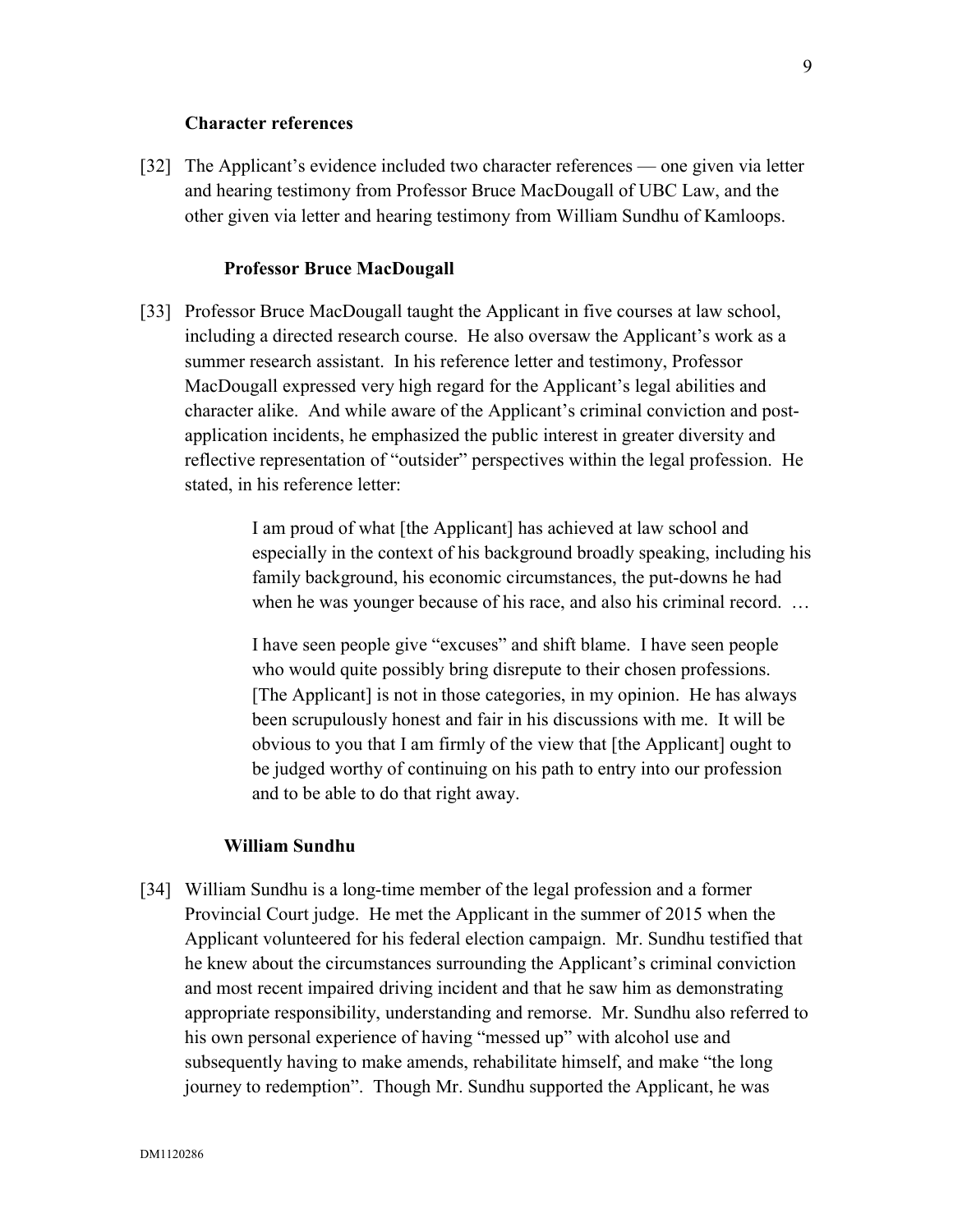### Character references

[32] The Applicant's evidence included two character references — one given via letter and hearing testimony from Professor Bruce MacDougall of UBC Law, and the other given via letter and hearing testimony from William Sundhu of Kamloops.

#### Professor Bruce MacDougall

[33] Professor Bruce MacDougall taught the Applicant in five courses at law school, including a directed research course. He also oversaw the Applicant's work as a summer research assistant. In his reference letter and testimony, Professor MacDougall expressed very high regard for the Applicant's legal abilities and character alike. And while aware of the Applicant's criminal conviction and post-application incidents, he emphasized the public interest in greater diversity and reflective representation of "outsider" perspectives within the legal profession. He stated, in his reference letter:

> I am proud of what [the Applicant] has achieved at law school and especially in the context of his background broadly speaking, including his family background, his economic circumstances, the put-downs he had when he was younger because of his race, and also his criminal record. …
>
> I have seen people give "excuses" and shift blame. I have seen people who would quite possibly bring disrepute to their chosen professions. [The Applicant] is not in those categories, in my opinion. He has always been scrupulously honest and fair in his discussions with me. It will be obvious to you that I am firmly of the view that [the Applicant] ought to be judged worthy of continuing on his path to entry into our profession and to be able to do that right away.

#### William Sundhu

[34] William Sundhu is a long-time member of the legal profession and a former Provincial Court judge. He met the Applicant in the summer of 2015 when the Applicant volunteered for his federal election campaign. Mr. Sundhu testified that he knew about the circumstances surrounding the Applicant's criminal conviction and most recent impaired driving incident and that he saw him as demonstrating appropriate responsibility, understanding and remorse. Mr. Sundhu also referred to his own personal experience of having "messed up" with alcohol use and subsequently having to make amends, rehabilitate himself, and make "the long journey to redemption". Though Mr. Sundhu supported the Applicant, he was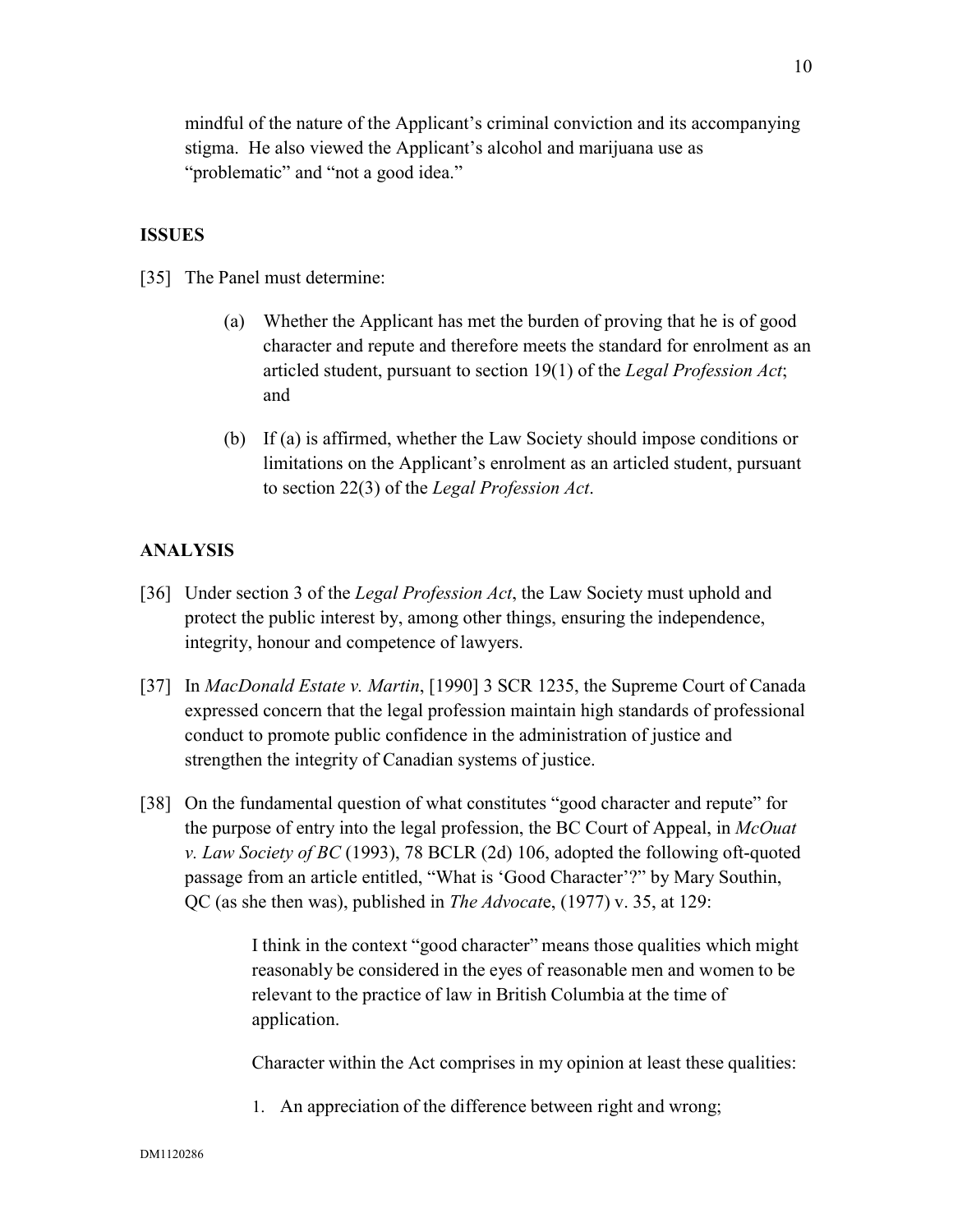mindful of the nature of the Applicant's criminal conviction and its accompanying stigma. He also viewed the Applicant's alcohol and marijuana use as "problematic" and "not a good idea."

## ISSUES

[35] The Panel must determine:

> (a) Whether the Applicant has met the burden of proving that he is of good character and repute and therefore meets the standard for enrolment as an articled student, pursuant to section 19(1) of the *Legal Profession Act*; and
>
> (b) If (a) is affirmed, whether the Law Society should impose conditions or limitations on the Applicant's enrolment as an articled student, pursuant to section 22(3) of the *Legal Profession Act*.

## ANALYSIS

[36] Under section 3 of the *Legal Profession Act*, the Law Society must uphold and protect the public interest by, among other things, ensuring the independence, integrity, honour and competence of lawyers.

[37] In *MacDonald Estate v. Martin*, [1990] 3 SCR 1235, the Supreme Court of Canada expressed concern that the legal profession maintain high standards of professional conduct to promote public confidence in the administration of justice and strengthen the integrity of Canadian systems of justice.

[38] On the fundamental question of what constitutes "good character and repute" for the purpose of entry into the legal profession, the BC Court of Appeal, in *McOuat v. Law Society of BC* (1993), 78 BCLR (2d) 106, adopted the following oft-quoted passage from an article entitled, "What is 'Good Character'?" by Mary Southin, QC (as she then was), published in *The Advocate*, (1977) v. 35, at 129:

> I think in the context "good character" means those qualities which might reasonably be considered in the eyes of reasonable men and women to be relevant to the practice of law in British Columbia at the time of application.
>
> Character within the Act comprises in my opinion at least these qualities:
>
> 1. An appreciation of the difference between right and wrong;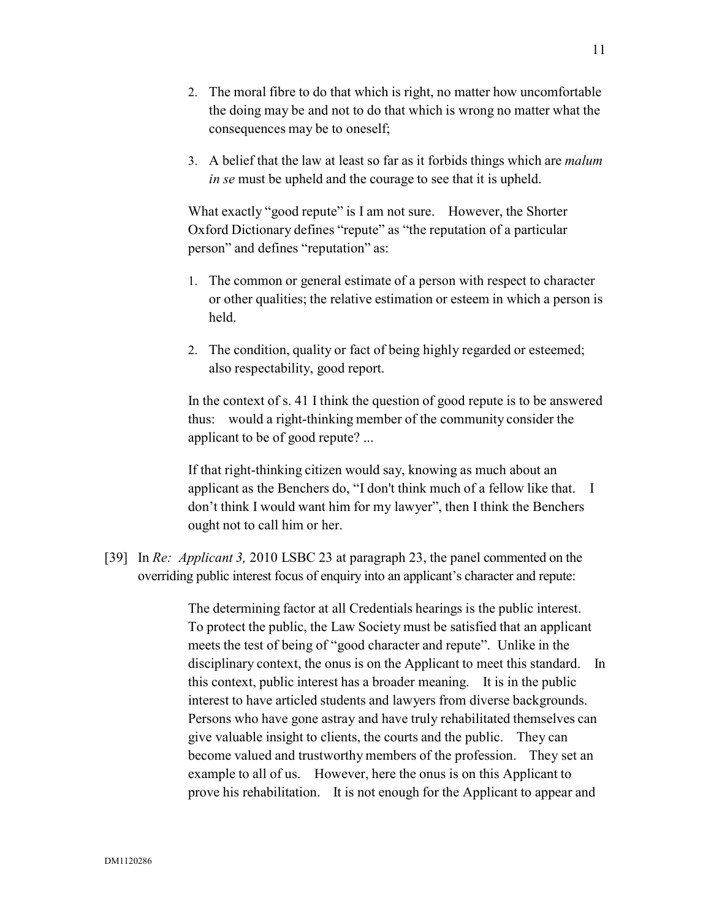2. The moral fibre to do that which is right, no matter how uncomfortable the doing may be and not to do that which is wrong no matter what the consequences may be to oneself;

3. A belief that the law at least so far as it forbids things which are *malum in se* must be upheld and the courage to see that it is upheld.

> What exactly "good repute" is I am not sure. However, the Shorter Oxford Dictionary defines "repute" as "the reputation of a particular person" and defines "reputation" as:

1. The common or general estimate of a person with respect to character or other qualities; the relative estimation or esteem in which a person is held.

2. The condition, quality or fact of being highly regarded or esteemed; also respectability, good report.

> In the context of s. 41 I think the question of good repute is to be answered thus: would a right-thinking member of the community consider the applicant to be of good repute? ...
>
> If that right-thinking citizen would say, knowing as much about an applicant as the Benchers do, "I don't think much of a fellow like that. I don't think I would want him for my lawyer", then I think the Benchers ought not to call him or her.

[39] In *Re: Applicant 3,* 2010 LSBC 23 at paragraph 23, the panel commented on the overriding public interest focus of enquiry into an applicant's character and repute:

> The determining factor at all Credentials hearings is the public interest. To protect the public, the Law Society must be satisfied that an applicant meets the test of being of "good character and repute". Unlike in the disciplinary context, the onus is on the Applicant to meet this standard. In this context, public interest has a broader meaning. It is in the public interest to have articled students and lawyers from diverse backgrounds. Persons who have gone astray and have truly rehabilitated themselves can give valuable insight to clients, the courts and the public. They can become valued and trustworthy members of the profession. They set an example to all of us. However, here the onus is on this Applicant to prove his rehabilitation. It is not enough for the Applicant to appear and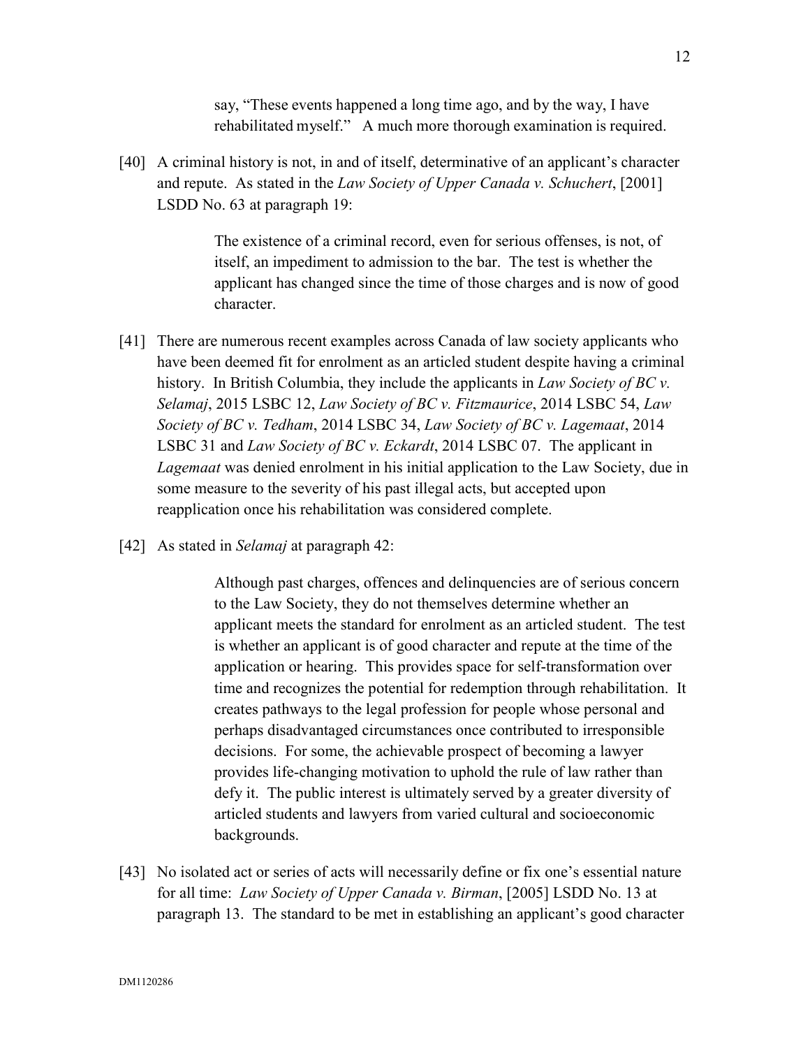> say, "These events happened a long time ago, and by the way, I have rehabilitated myself." A much more thorough examination is required.

[40] A criminal history is not, in and of itself, determinative of an applicant's character and repute. As stated in the *Law Society of Upper Canada v. Schuchert*, [2001] LSDD No. 63 at paragraph 19:

> The existence of a criminal record, even for serious offenses, is not, of itself, an impediment to admission to the bar. The test is whether the applicant has changed since the time of those charges and is now of good character.

[41] There are numerous recent examples across Canada of law society applicants who have been deemed fit for enrolment as an articled student despite having a criminal history. In British Columbia, they include the applicants in *Law Society of BC v. Selamaj*, 2015 LSBC 12, *Law Society of BC v. Fitzmaurice*, 2014 LSBC 54, *Law Society of BC v. Tedham*, 2014 LSBC 34, *Law Society of BC v. Lagemaat*, 2014 LSBC 31 and *Law Society of BC v. Eckardt*, 2014 LSBC 07. The applicant in *Lagemaat* was denied enrolment in his initial application to the Law Society, due in some measure to the severity of his past illegal acts, but accepted upon reapplication once his rehabilitation was considered complete.

[42] As stated in *Selamaj* at paragraph 42:

> Although past charges, offences and delinquencies are of serious concern to the Law Society, they do not themselves determine whether an applicant meets the standard for enrolment as an articled student. The test is whether an applicant is of good character and repute at the time of the application or hearing. This provides space for self-transformation over time and recognizes the potential for redemption through rehabilitation. It creates pathways to the legal profession for people whose personal and perhaps disadvantaged circumstances once contributed to irresponsible decisions. For some, the achievable prospect of becoming a lawyer provides life-changing motivation to uphold the rule of law rather than defy it. The public interest is ultimately served by a greater diversity of articled students and lawyers from varied cultural and socioeconomic backgrounds.

[43] No isolated act or series of acts will necessarily define or fix one's essential nature for all time: *Law Society of Upper Canada v. Birman*, [2005] LSDD No. 13 at paragraph 13. The standard to be met in establishing an applicant's good character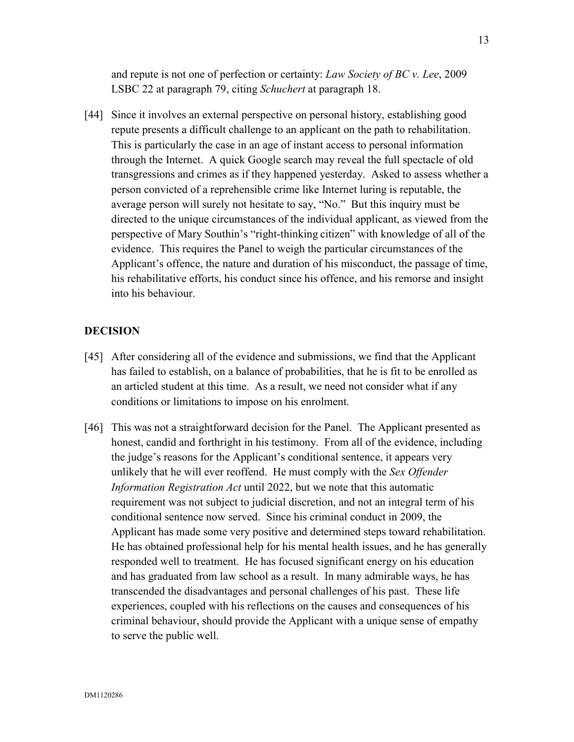and repute is not one of perfection or certainty: *Law Society of BC v. Lee*, 2009 LSBC 22 at paragraph 79, citing *Schuchert* at paragraph 18.

[44] Since it involves an external perspective on personal history, establishing good repute presents a difficult challenge to an applicant on the path to rehabilitation. This is particularly the case in an age of instant access to personal information through the Internet. A quick Google search may reveal the full spectacle of old transgressions and crimes as if they happened yesterday. Asked to assess whether a person convicted of a reprehensible crime like Internet luring is reputable, the average person will surely not hesitate to say, "No." But this inquiry must be directed to the unique circumstances of the individual applicant, as viewed from the perspective of Mary Southin's "right-thinking citizen" with knowledge of all of the evidence. This requires the Panel to weigh the particular circumstances of the Applicant's offence, the nature and duration of his misconduct, the passage of time, his rehabilitative efforts, his conduct since his offence, and his remorse and insight into his behaviour.

## DECISION

[45] After considering all of the evidence and submissions, we find that the Applicant has failed to establish, on a balance of probabilities, that he is fit to be enrolled as an articled student at this time. As a result, we need not consider what if any conditions or limitations to impose on his enrolment.

[46] This was not a straightforward decision for the Panel. The Applicant presented as honest, candid and forthright in his testimony. From all of the evidence, including the judge's reasons for the Applicant's conditional sentence, it appears very unlikely that he will ever reoffend. He must comply with the *Sex Offender Information Registration Act* until 2022, but we note that this automatic requirement was not subject to judicial discretion, and not an integral term of his conditional sentence now served. Since his criminal conduct in 2009, the Applicant has made some very positive and determined steps toward rehabilitation. He has obtained professional help for his mental health issues, and he has generally responded well to treatment. He has focused significant energy on his education and has graduated from law school as a result. In many admirable ways, he has transcended the disadvantages and personal challenges of his past. These life experiences, coupled with his reflections on the causes and consequences of his criminal behaviour, should provide the Applicant with a unique sense of empathy to serve the public well.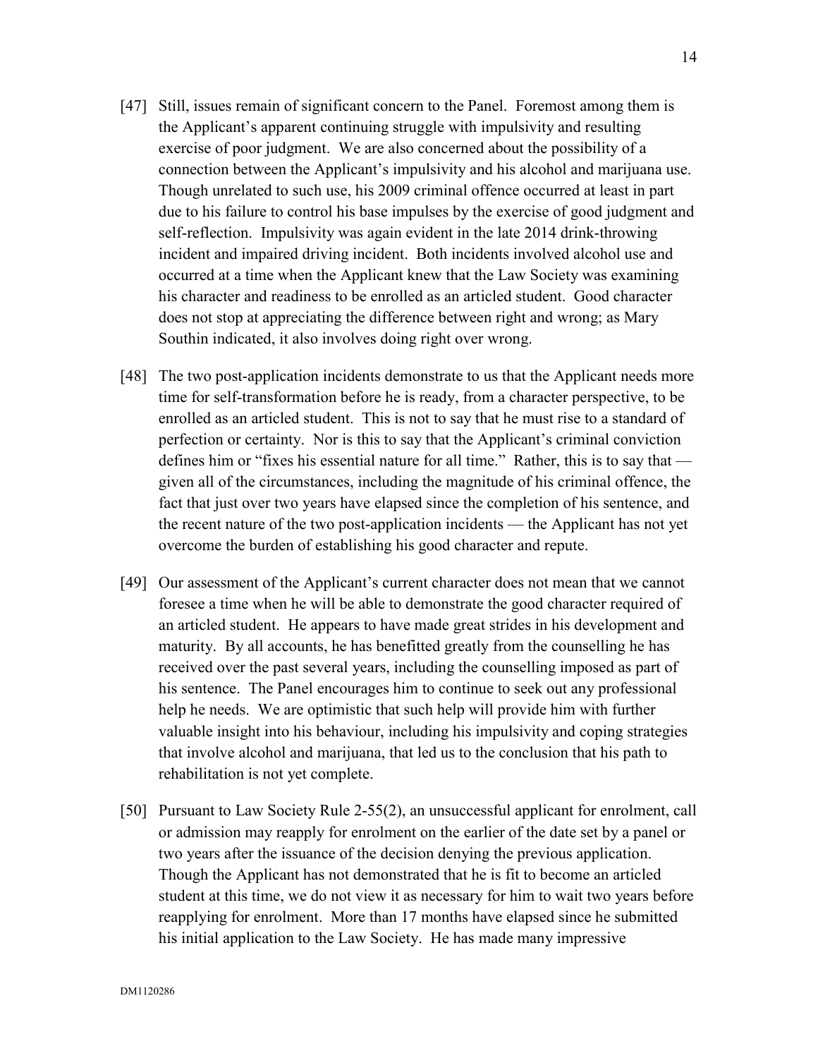[47] Still, issues remain of significant concern to the Panel. Foremost among them is the Applicant's apparent continuing struggle with impulsivity and resulting exercise of poor judgment. We are also concerned about the possibility of a connection between the Applicant's impulsivity and his alcohol and marijuana use. Though unrelated to such use, his 2009 criminal offence occurred at least in part due to his failure to control his base impulses by the exercise of good judgment and self-reflection. Impulsivity was again evident in the late 2014 drink-throwing incident and impaired driving incident. Both incidents involved alcohol use and occurred at a time when the Applicant knew that the Law Society was examining his character and readiness to be enrolled as an articled student. Good character does not stop at appreciating the difference between right and wrong; as Mary Southin indicated, it also involves doing right over wrong.

[48] The two post-application incidents demonstrate to us that the Applicant needs more time for self-transformation before he is ready, from a character perspective, to be enrolled as an articled student. This is not to say that he must rise to a standard of perfection or certainty. Nor is this to say that the Applicant's criminal conviction defines him or "fixes his essential nature for all time." Rather, this is to say that — given all of the circumstances, including the magnitude of his criminal offence, the fact that just over two years have elapsed since the completion of his sentence, and the recent nature of the two post-application incidents — the Applicant has not yet overcome the burden of establishing his good character and repute.

[49] Our assessment of the Applicant's current character does not mean that we cannot foresee a time when he will be able to demonstrate the good character required of an articled student. He appears to have made great strides in his development and maturity. By all accounts, he has benefitted greatly from the counselling he has received over the past several years, including the counselling imposed as part of his sentence. The Panel encourages him to continue to seek out any professional help he needs. We are optimistic that such help will provide him with further valuable insight into his behaviour, including his impulsivity and coping strategies that involve alcohol and marijuana, that led us to the conclusion that his path to rehabilitation is not yet complete.

[50] Pursuant to Law Society Rule 2-55(2), an unsuccessful applicant for enrolment, call or admission may reapply for enrolment on the earlier of the date set by a panel or two years after the issuance of the decision denying the previous application. Though the Applicant has not demonstrated that he is fit to become an articled student at this time, we do not view it as necessary for him to wait two years before reapplying for enrolment. More than 17 months have elapsed since he submitted his initial application to the Law Society. He has made many impressive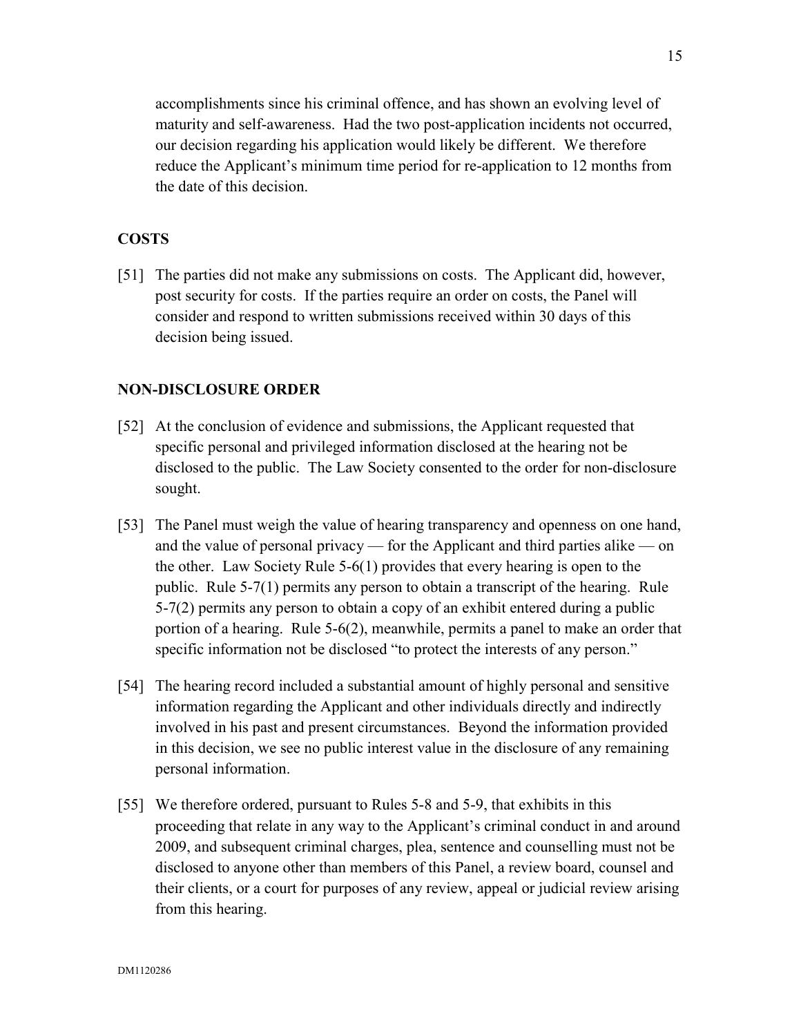accomplishments since his criminal offence, and has shown an evolving level of maturity and self-awareness. Had the two post-application incidents not occurred, our decision regarding his application would likely be different. We therefore reduce the Applicant's minimum time period for re-application to 12 months from the date of this decision.

## COSTS

[51] The parties did not make any submissions on costs. The Applicant did, however, post security for costs. If the parties require an order on costs, the Panel will consider and respond to written submissions received within 30 days of this decision being issued.

## NON-DISCLOSURE ORDER

[52] At the conclusion of evidence and submissions, the Applicant requested that specific personal and privileged information disclosed at the hearing not be disclosed to the public. The Law Society consented to the order for non-disclosure sought.

[53] The Panel must weigh the value of hearing transparency and openness on one hand, and the value of personal privacy — for the Applicant and third parties alike — on the other. Law Society Rule 5-6(1) provides that every hearing is open to the public. Rule 5-7(1) permits any person to obtain a transcript of the hearing. Rule 5-7(2) permits any person to obtain a copy of an exhibit entered during a public portion of a hearing. Rule 5-6(2), meanwhile, permits a panel to make an order that specific information not be disclosed "to protect the interests of any person."

[54] The hearing record included a substantial amount of highly personal and sensitive information regarding the Applicant and other individuals directly and indirectly involved in his past and present circumstances. Beyond the information provided in this decision, we see no public interest value in the disclosure of any remaining personal information.

[55] We therefore ordered, pursuant to Rules 5-8 and 5-9, that exhibits in this proceeding that relate in any way to the Applicant's criminal conduct in and around 2009, and subsequent criminal charges, plea, sentence and counselling must not be disclosed to anyone other than members of this Panel, a review board, counsel and their clients, or a court for purposes of any review, appeal or judicial review arising from this hearing.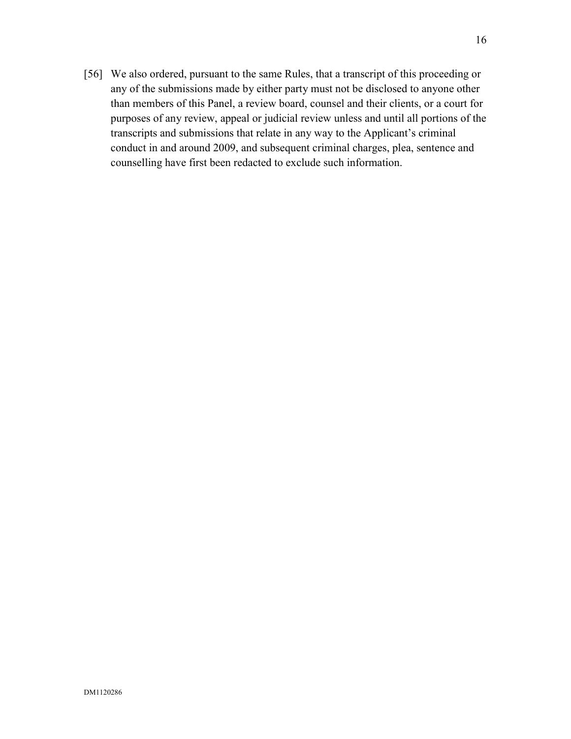[56] We also ordered, pursuant to the same Rules, that a transcript of this proceeding or any of the submissions made by either party must not be disclosed to anyone other than members of this Panel, a review board, counsel and their clients, or a court for purposes of any review, appeal or judicial review unless and until all portions of the transcripts and submissions that relate in any way to the Applicant's criminal conduct in and around 2009, and subsequent criminal charges, plea, sentence and counselling have first been redacted to exclude such information.